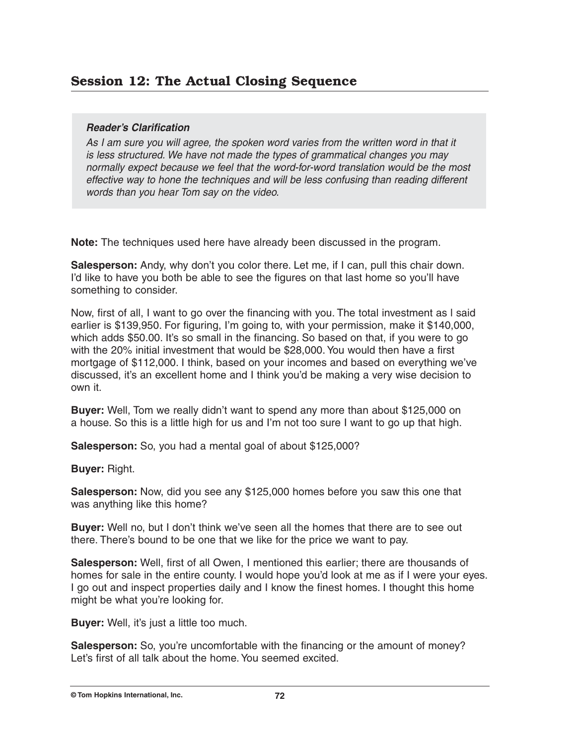## Session 12: The Actual Closing Sequence

> ***Reader's Clarification***
> *As I am sure you will agree, the spoken word varies from the written word in that it is less structured. We have not made the types of grammatical changes you may normally expect because we feel that the word-for-word translation would be the most effective way to hone the techniques and will be less confusing than reading different words than you hear Tom say on the video.*

**Note:** The techniques used here have already been discussed in the program.

**Salesperson:** Andy, why don't you color there. Let me, if I can, pull this chair down. I'd like to have you both be able to see the figures on that last home so you'll have something to consider.

Now, first of all, I want to go over the financing with you. The total investment as I said earlier is $139,950. For figuring, I'm going to, with your permission, make it $140,000, which adds $50.00. It's so small in the financing. So based on that, if you were to go with the 20% initial investment that would be $28,000. You would then have a first mortgage of $112,000. I think, based on your incomes and based on everything we've discussed, it's an excellent home and I think you'd be making a very wise decision to own it.

**Buyer:** Well, Tom we really didn't want to spend any more than about $125,000 on a house. So this is a little high for us and I'm not too sure I want to go up that high.

**Salesperson:** So, you had a mental goal of about $125,000?

**Buyer:** Right.

**Salesperson:** Now, did you see any $125,000 homes before you saw this one that was anything like this home?

**Buyer:** Well no, but I don't think we've seen all the homes that there are to see out there. There's bound to be one that we like for the price we want to pay.

**Salesperson:** Well, first of all Owen, I mentioned this earlier; there are thousands of homes for sale in the entire county. I would hope you'd look at me as if I were your eyes. I go out and inspect properties daily and I know the finest homes. I thought this home might be what you're looking for.

**Buyer:** Well, it's just a little too much.

**Salesperson:** So, you're uncomfortable with the financing or the amount of money? Let's first of all talk about the home. You seemed excited.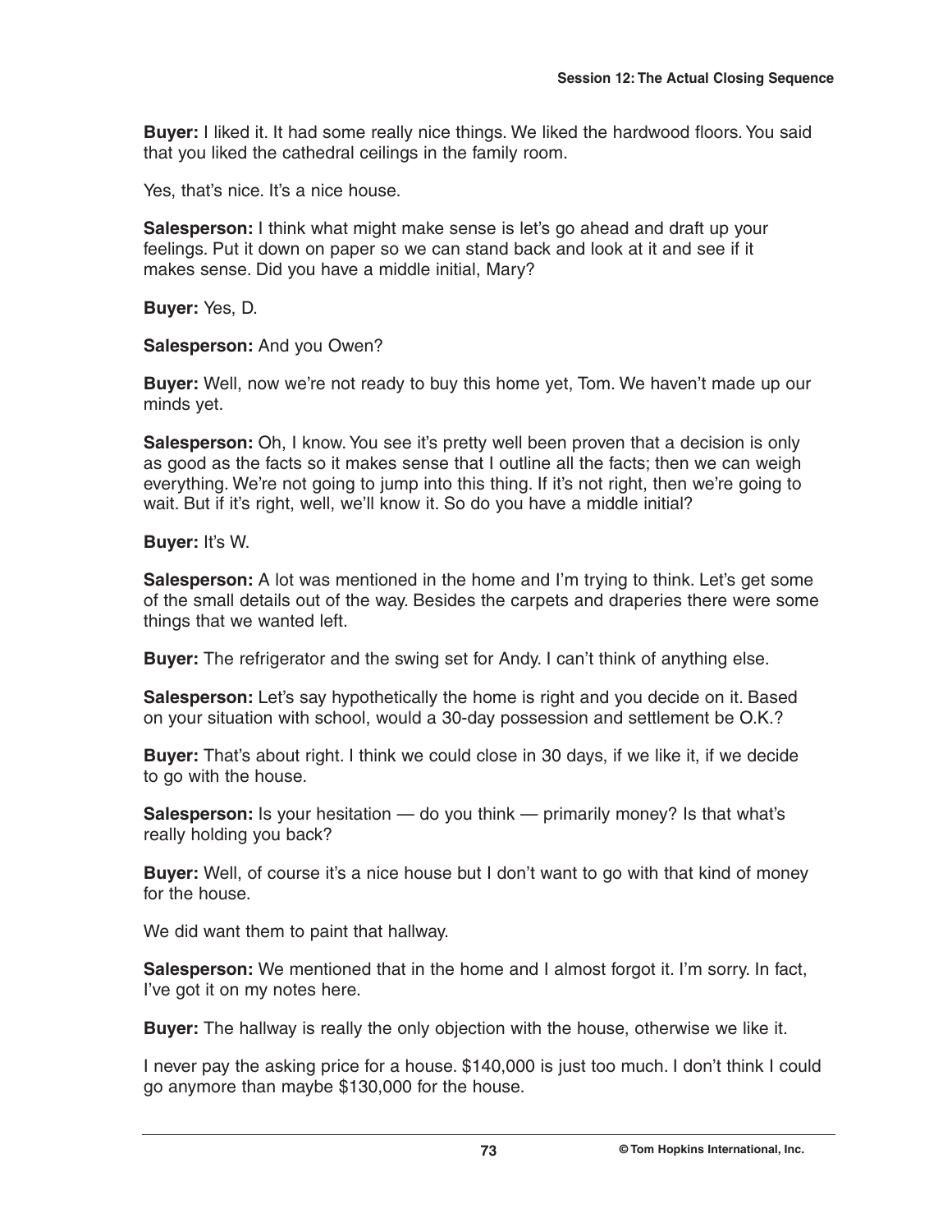**Buyer:** I liked it. It had some really nice things. We liked the hardwood floors. You said that you liked the cathedral ceilings in the family room.

Yes, that's nice. It's a nice house.

**Salesperson:** I think what might make sense is let's go ahead and draft up your feelings. Put it down on paper so we can stand back and look at it and see if it makes sense. Did you have a middle initial, Mary?

**Buyer:** Yes, D.

**Salesperson:** And you Owen?

**Buyer:** Well, now we're not ready to buy this home yet, Tom. We haven't made up our minds yet.

**Salesperson:** Oh, I know. You see it's pretty well been proven that a decision is only as good as the facts so it makes sense that I outline all the facts; then we can weigh everything. We're not going to jump into this thing. If it's not right, then we're going to wait. But if it's right, well, we'll know it. So do you have a middle initial?

**Buyer:** It's W.

**Salesperson:** A lot was mentioned in the home and I'm trying to think. Let's get some of the small details out of the way. Besides the carpets and draperies there were some things that we wanted left.

**Buyer:** The refrigerator and the swing set for Andy. I can't think of anything else.

**Salesperson:** Let's say hypothetically the home is right and you decide on it. Based on your situation with school, would a 30-day possession and settlement be O.K.?

**Buyer:** That's about right. I think we could close in 30 days, if we like it, if we decide to go with the house.

**Salesperson:** Is your hesitation — do you think — primarily money? Is that what's really holding you back?

**Buyer:** Well, of course it's a nice house but I don't want to go with that kind of money for the house.

We did want them to paint that hallway.

**Salesperson:** We mentioned that in the home and I almost forgot it. I'm sorry. In fact, I've got it on my notes here.

**Buyer:** The hallway is really the only objection with the house, otherwise we like it.

I never pay the asking price for a house. $140,000 is just too much. I don't think I could go anymore than maybe $130,000 for the house.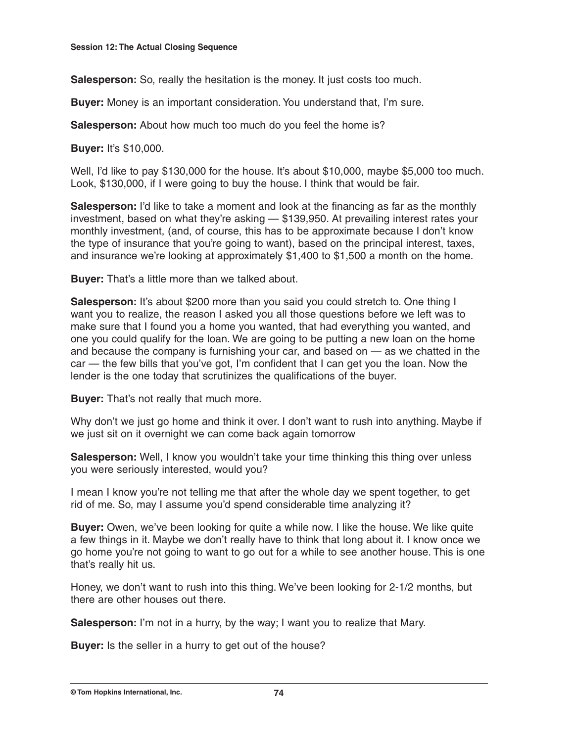**Salesperson:** So, really the hesitation is the money. It just costs too much.

**Buyer:** Money is an important consideration. You understand that, I'm sure.

**Salesperson:** About how much too much do you feel the home is?

**Buyer:** It's $10,000.

Well, I'd like to pay $130,000 for the house. It's about $10,000, maybe $5,000 too much. Look, $130,000, if I were going to buy the house. I think that would be fair.

**Salesperson:** I'd like to take a moment and look at the financing as far as the monthly investment, based on what they're asking — $139,950. At prevailing interest rates your monthly investment, (and, of course, this has to be approximate because I don't know the type of insurance that you're going to want), based on the principal interest, taxes, and insurance we're looking at approximately $1,400 to $1,500 a month on the home.

**Buyer:** That's a little more than we talked about.

**Salesperson:** It's about $200 more than you said you could stretch to. One thing I want you to realize, the reason I asked you all those questions before we left was to make sure that I found you a home you wanted, that had everything you wanted, and one you could qualify for the loan. We are going to be putting a new loan on the home and because the company is furnishing your car, and based on — as we chatted in the car — the few bills that you've got, I'm confident that I can get you the loan. Now the lender is the one today that scrutinizes the qualifications of the buyer.

**Buyer:** That's not really that much more.

Why don't we just go home and think it over. I don't want to rush into anything. Maybe if we just sit on it overnight we can come back again tomorrow

**Salesperson:** Well, I know you wouldn't take your time thinking this thing over unless you were seriously interested, would you?

I mean I know you're not telling me that after the whole day we spent together, to get rid of me. So, may I assume you'd spend considerable time analyzing it?

**Buyer:** Owen, we've been looking for quite a while now. I like the house. We like quite a few things in it. Maybe we don't really have to think that long about it. I know once we go home you're not going to want to go out for a while to see another house. This is one that's really hit us.

Honey, we don't want to rush into this thing. We've been looking for 2-1/2 months, but there are other houses out there.

**Salesperson:** I'm not in a hurry, by the way; I want you to realize that Mary.

**Buyer:** Is the seller in a hurry to get out of the house?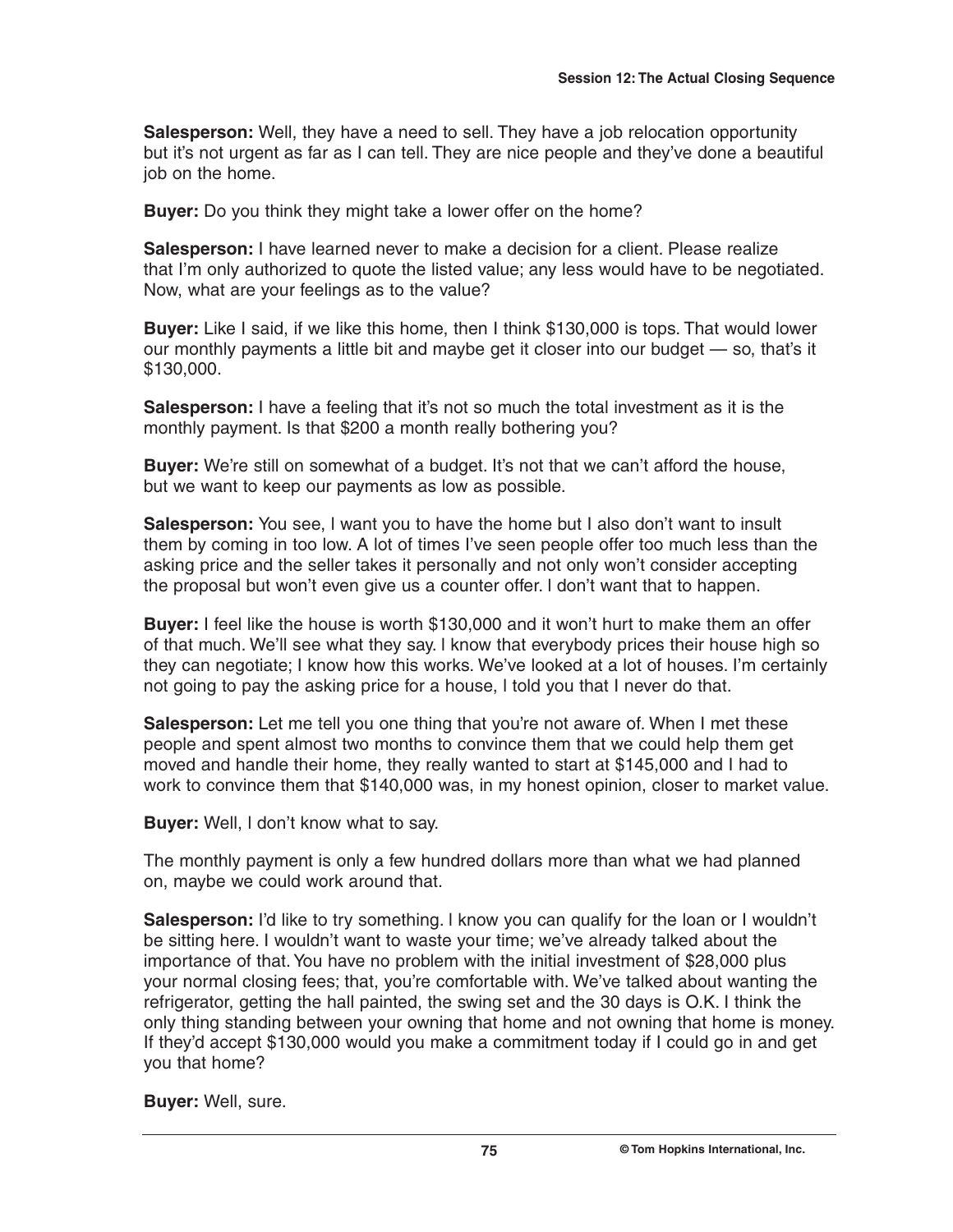**Salesperson:** Well, they have a need to sell. They have a job relocation opportunity but it's not urgent as far as I can tell. They are nice people and they've done a beautiful job on the home.

**Buyer:** Do you think they might take a lower offer on the home?

**Salesperson:** I have learned never to make a decision for a client. Please realize that I'm only authorized to quote the listed value; any less would have to be negotiated. Now, what are your feelings as to the value?

**Buyer:** Like I said, if we like this home, then I think $130,000 is tops. That would lower our monthly payments a little bit and maybe get it closer into our budget — so, that's it $130,000.

**Salesperson:** I have a feeling that it's not so much the total investment as it is the monthly payment. Is that $200 a month really bothering you?

**Buyer:** We're still on somewhat of a budget. It's not that we can't afford the house, but we want to keep our payments as low as possible.

**Salesperson:** You see, I want you to have the home but I also don't want to insult them by coming in too low. A lot of times I've seen people offer too much less than the asking price and the seller takes it personally and not only won't consider accepting the proposal but won't even give us a counter offer. I don't want that to happen.

**Buyer:** I feel like the house is worth $130,000 and it won't hurt to make them an offer of that much. We'll see what they say. I know that everybody prices their house high so they can negotiate; I know how this works. We've looked at a lot of houses. I'm certainly not going to pay the asking price for a house, I told you that I never do that.

**Salesperson:** Let me tell you one thing that you're not aware of. When I met these people and spent almost two months to convince them that we could help them get moved and handle their home, they really wanted to start at $145,000 and I had to work to convince them that $140,000 was, in my honest opinion, closer to market value.

**Buyer:** Well, I don't know what to say.

The monthly payment is only a few hundred dollars more than what we had planned on, maybe we could work around that.

**Salesperson:** I'd like to try something. I know you can qualify for the loan or I wouldn't be sitting here. I wouldn't want to waste your time; we've already talked about the importance of that. You have no problem with the initial investment of $28,000 plus your normal closing fees; that, you're comfortable with. We've talked about wanting the refrigerator, getting the hall painted, the swing set and the 30 days is O.K. I think the only thing standing between your owning that home and not owning that home is money. If they'd accept $130,000 would you make a commitment today if I could go in and get you that home?

**Buyer:** Well, sure.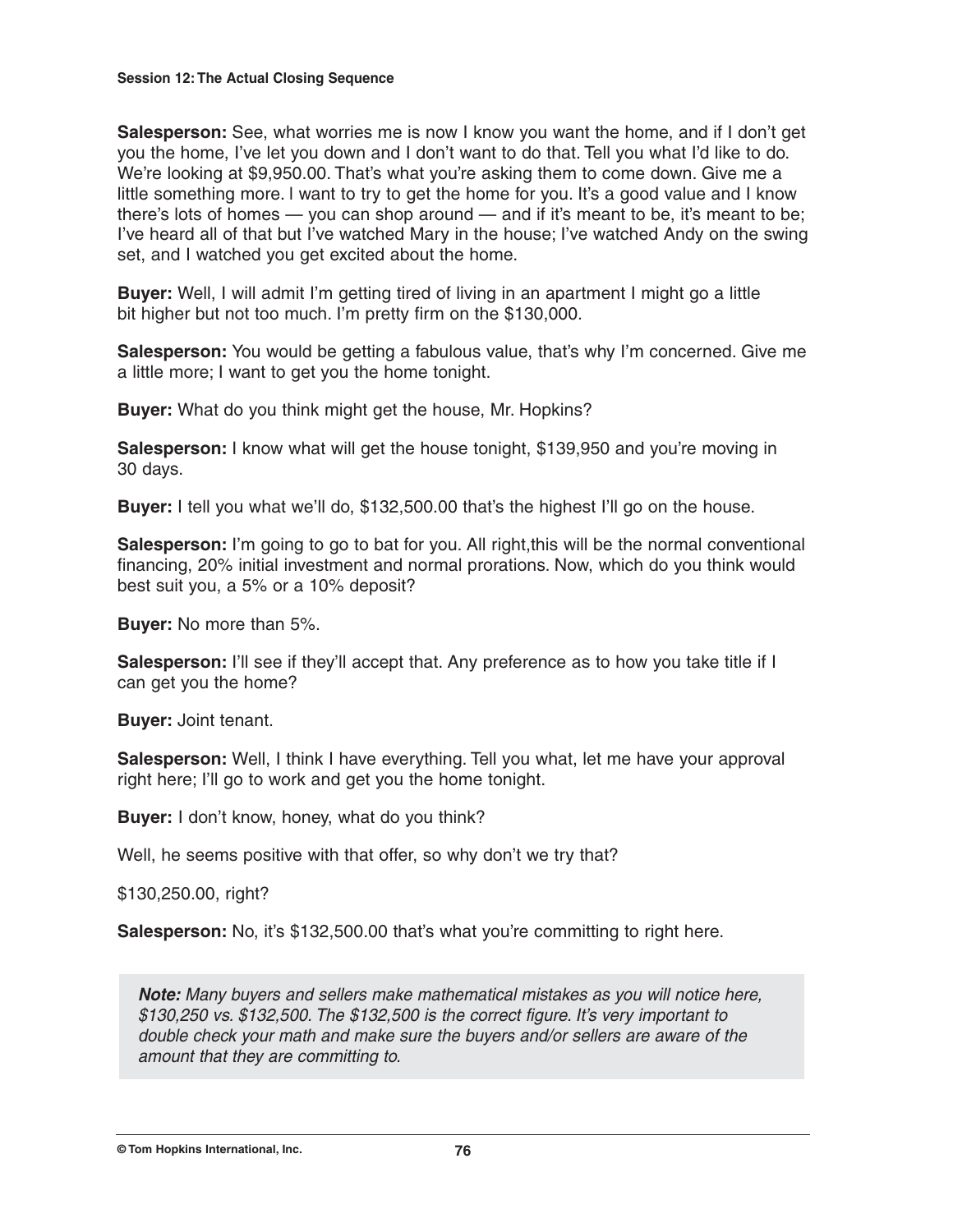**Salesperson:** See, what worries me is now I know you want the home, and if I don't get you the home, I've let you down and I don't want to do that. Tell you what I'd like to do. We're looking at $9,950.00. That's what you're asking them to come down. Give me a little something more. I want to try to get the home for you. It's a good value and I know there's lots of homes — you can shop around — and if it's meant to be, it's meant to be; I've heard all of that but I've watched Mary in the house; I've watched Andy on the swing set, and I watched you get excited about the home.

**Buyer:** Well, I will admit I'm getting tired of living in an apartment I might go a little bit higher but not too much. I'm pretty firm on the $130,000.

**Salesperson:** You would be getting a fabulous value, that's why I'm concerned. Give me a little more; I want to get you the home tonight.

**Buyer:** What do you think might get the house, Mr. Hopkins?

**Salesperson:** I know what will get the house tonight, $139,950 and you're moving in 30 days.

**Buyer:** I tell you what we'll do, $132,500.00 that's the highest I'll go on the house.

**Salesperson:** I'm going to go to bat for you. All right,this will be the normal conventional financing, 20% initial investment and normal prorations. Now, which do you think would best suit you, a 5% or a 10% deposit?

**Buyer:** No more than 5%.

**Salesperson:** I'll see if they'll accept that. Any preference as to how you take title if I can get you the home?

**Buyer:** Joint tenant.

**Salesperson:** Well, I think I have everything. Tell you what, let me have your approval right here; I'll go to work and get you the home tonight.

**Buyer:** I don't know, honey, what do you think?

Well, he seems positive with that offer, so why don't we try that?

$130,250.00, right?

**Salesperson:** No, it's $132,500.00 that's what you're committing to right here.

> ***Note:*** *Many buyers and sellers make mathematical mistakes as you will notice here, $130,250 vs. $132,500. The $132,500 is the correct figure. It's very important to double check your math and make sure the buyers and/or sellers are aware of the amount that they are committing to.*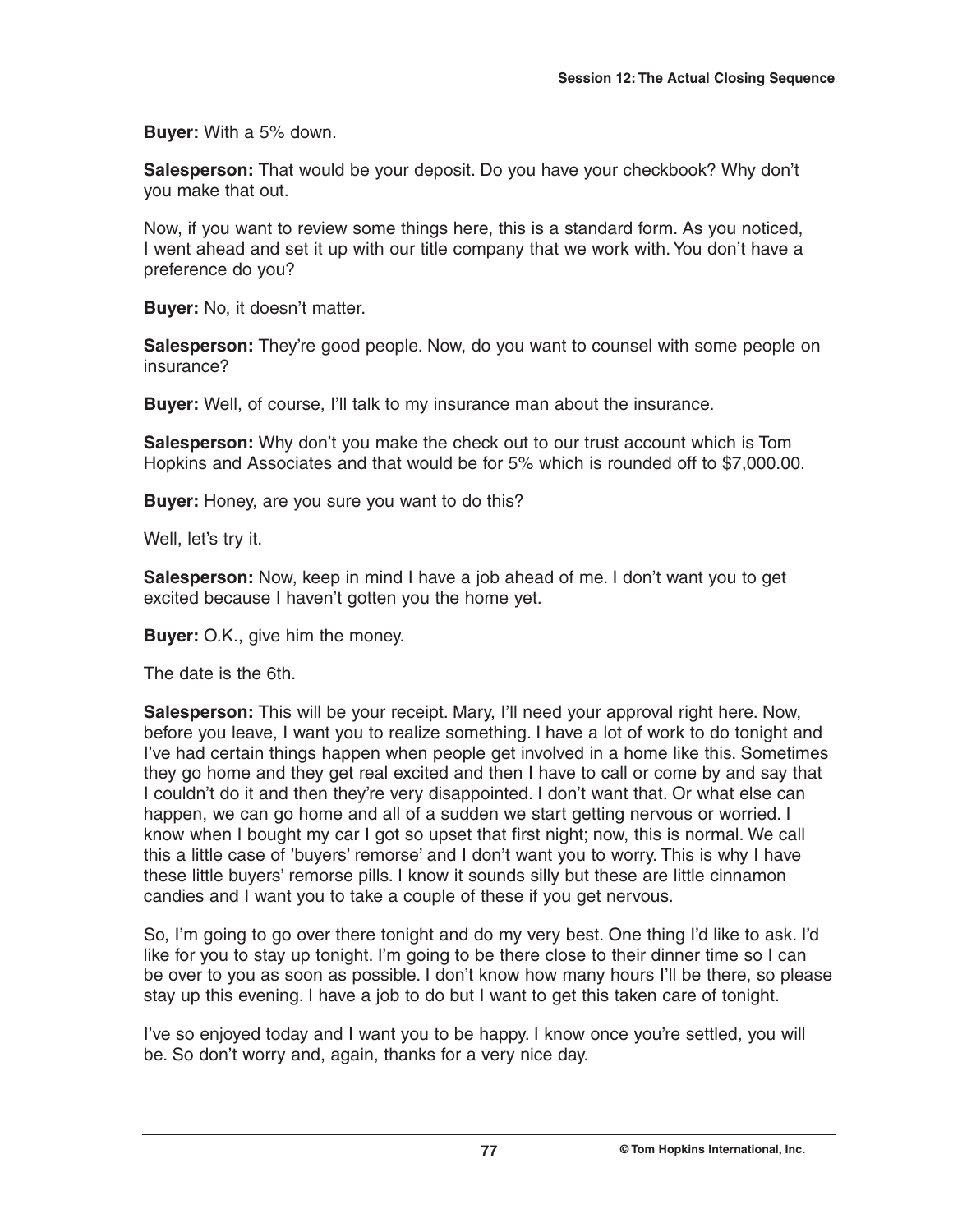**Buyer:** With a 5% down.

**Salesperson:** That would be your deposit. Do you have your checkbook? Why don't you make that out.

Now, if you want to review some things here, this is a standard form. As you noticed, I went ahead and set it up with our title company that we work with. You don't have a preference do you?

**Buyer:** No, it doesn't matter.

**Salesperson:** They're good people. Now, do you want to counsel with some people on insurance?

**Buyer:** Well, of course, I'll talk to my insurance man about the insurance.

**Salesperson:** Why don't you make the check out to our trust account which is Tom Hopkins and Associates and that would be for 5% which is rounded off to $7,000.00.

**Buyer:** Honey, are you sure you want to do this?

Well, let's try it.

**Salesperson:** Now, keep in mind I have a job ahead of me. I don't want you to get excited because I haven't gotten you the home yet.

**Buyer:** O.K., give him the money.

The date is the 6th.

**Salesperson:** This will be your receipt. Mary, I'll need your approval right here. Now, before you leave, I want you to realize something. I have a lot of work to do tonight and I've had certain things happen when people get involved in a home like this. Sometimes they go home and they get real excited and then I have to call or come by and say that I couldn't do it and then they're very disappointed. I don't want that. Or what else can happen, we can go home and all of a sudden we start getting nervous or worried. I know when I bought my car I got so upset that first night; now, this is normal. We call this a little case of 'buyers' remorse' and I don't want you to worry. This is why I have these little buyers' remorse pills. I know it sounds silly but these are little cinnamon candies and I want you to take a couple of these if you get nervous.

So, I'm going to go over there tonight and do my very best. One thing I'd like to ask. I'd like for you to stay up tonight. I'm going to be there close to their dinner time so I can be over to you as soon as possible. I don't know how many hours I'll be there, so please stay up this evening. I have a job to do but I want to get this taken care of tonight.

I've so enjoyed today and I want you to be happy. I know once you're settled, you will be. So don't worry and, again, thanks for a very nice day.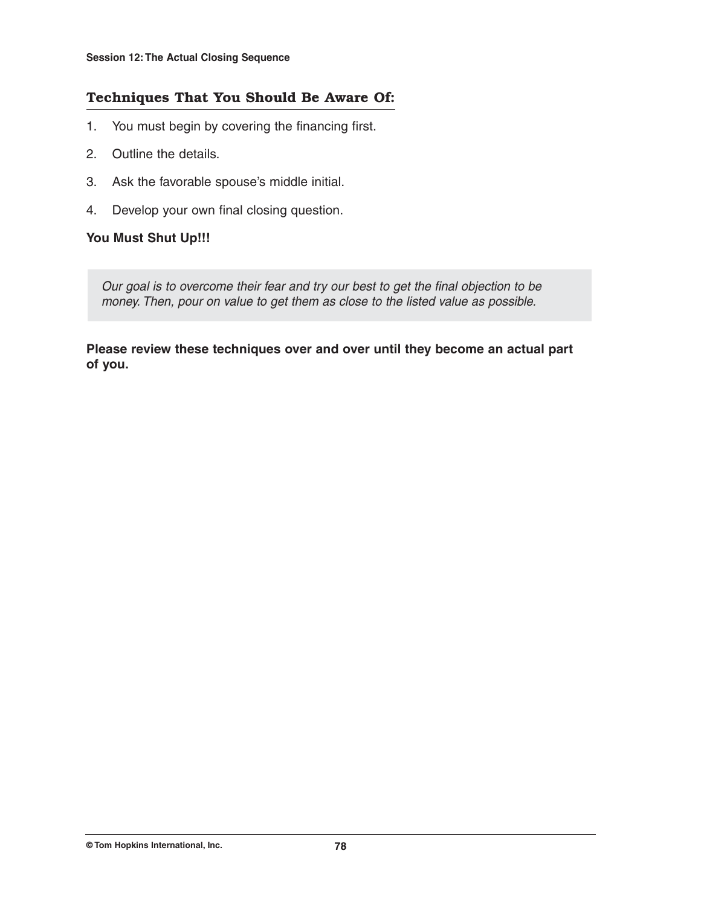## Techniques That You Should Be Aware Of:

1. You must begin by covering the financing first.
2. Outline the details.
3. Ask the favorable spouse's middle initial.
4. Develop your own final closing question.

**You Must Shut Up!!!**

> *Our goal is to overcome their fear and try our best to get the final objection to be money. Then, pour on value to get them as close to the listed value as possible.*

**Please review these techniques over and over until they become an actual part of you.**